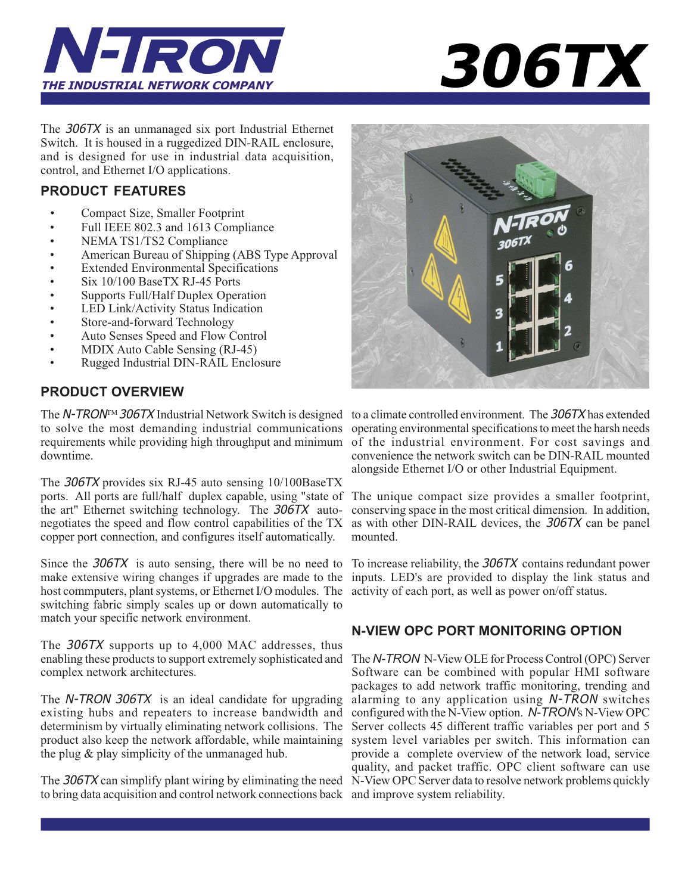# N-TRON

THE INDUSTRIAL NETWORK COMPANY

# 306TX

The *306TX* is an unmanaged six port Industrial Ethernet Switch. It is housed in a ruggedized DIN-RAIL enclosure, and is designed for use in industrial data acquisition, control, and Ethernet I/O applications.

## PRODUCT FEATURES

- Compact Size, Smaller Footprint
- Full IEEE 802.3 and 1613 Compliance
- NEMA TS1/TS2 Compliance
- American Bureau of Shipping (ABS Type Approval
- Extended Environmental Specifications
- Six 10/100 BaseTX RJ-45 Ports
- Supports Full/Half Duplex Operation
- LED Link/Activity Status Indication
- Store-and-forward Technology
- Auto Senses Speed and Flow Control
- MDIX Auto Cable Sensing (RJ-45)
- Rugged Industrial DIN-RAIL Enclosure

## PRODUCT OVERVIEW

The *N-TRON*™ *306TX* Industrial Network Switch is designed to solve the most demanding industrial communications requirements while providing high throughput and minimum downtime.

The *306TX* provides six RJ-45 auto sensing 10/100BaseTX ports. All ports are full/half duplex capable, using "state of the art" Ethernet switching technology. The *306TX* auto-negotiates the speed and flow control capabilities of the TX copper port connection, and configures itself automatically.

Since the *306TX* is auto sensing, there will be no need to make extensive wiring changes if upgrades are made to the host commputers, plant systems, or Ethernet I/O modules. The switching fabric simply scales up or down automatically to match your specific network environment.

The *306TX* supports up to 4,000 MAC addresses, thus enabling these products to support extremely sophisticated and complex network architectures.

The *N-TRON 306TX* is an ideal candidate for upgrading existing hubs and repeaters to increase bandwidth and determinism by virtually eliminating network collisions. The product also keep the network affordable, while maintaining the plug & play simplicity of the unmanaged hub.

The *306TX* can simplify plant wiring by eliminating the need to bring data acquisition and control network connections back to a climate controlled environment. The *306TX* has extended operating environmental specifications to meet the harsh needs of the industrial environment. For cost savings and convenience the network switch can be DIN-RAIL mounted alongside Ethernet I/O or other Industrial Equipment.

The unique compact size provides a smaller footprint, conserving space in the most critical dimension. In addition, as with other DIN-RAIL devices, the *306TX* can be panel mounted.

To increase reliability, the *306TX* contains redundant power inputs. LED's are provided to display the link status and activity of each port, as well as power on/off status.

## N-VIEW OPC PORT MONITORING OPTION

The *N-TRON* N-View OLE for Process Control (OPC) Server Software can be combined with popular HMI software packages to add network traffic monitoring, trending and alarming to any application using *N-TRON* switches configured with the N-View option. *N-TRON's* N-View OPC Server collects 45 different traffic variables per port and 5 system level variables per switch. This information can provide a complete overview of the network load, service quality, and packet traffic. OPC client software can use N-View OPC Server data to resolve network problems quickly and improve system reliability.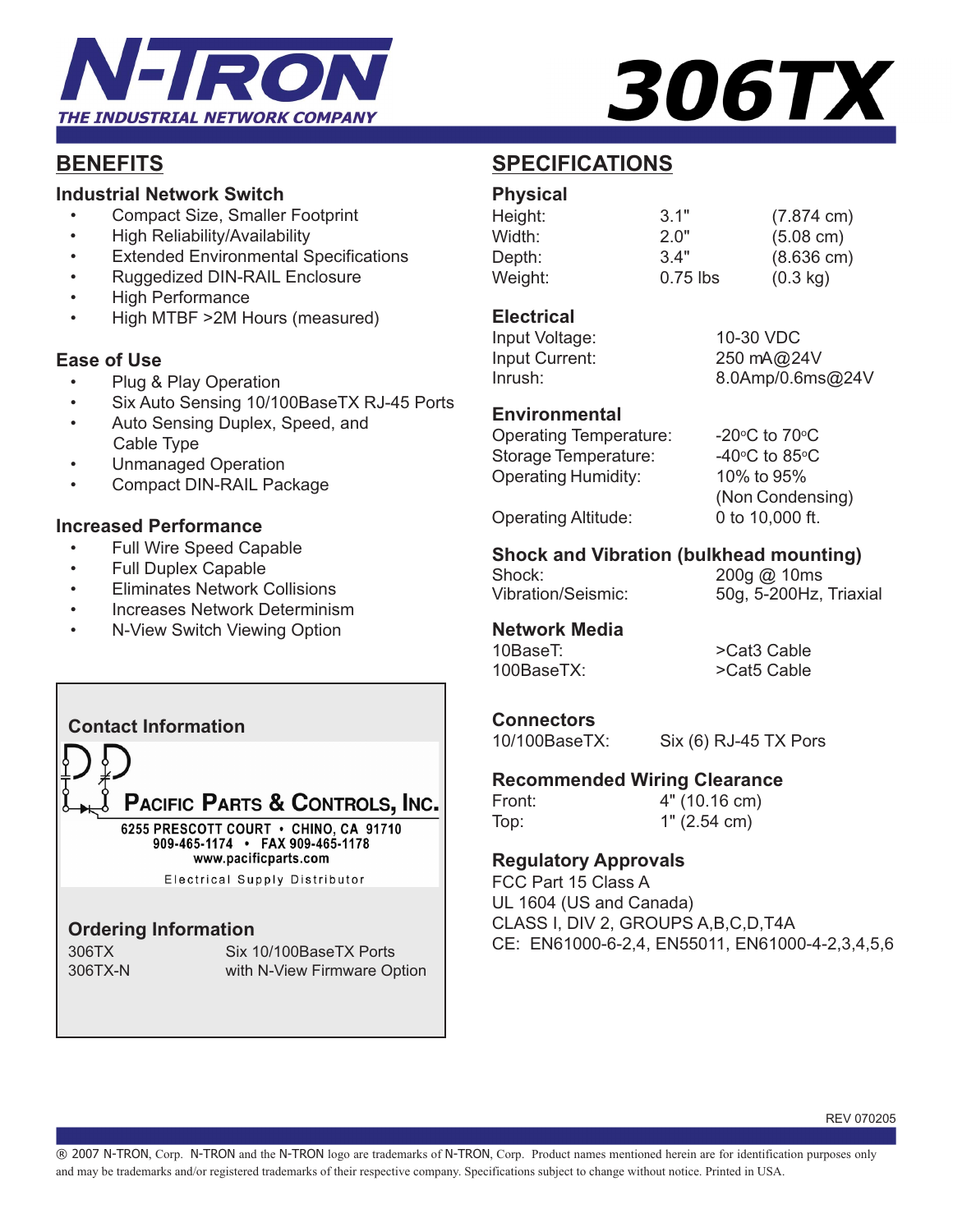# N-TRON

*THE INDUSTRIAL NETWORK COMPANY*

# 306TX

## BENEFITS

### Industrial Network Switch

- Compact Size, Smaller Footprint
- High Reliability/Availability
- Extended Environmental Specifications
- Ruggedized DIN-RAIL Enclosure
- High Performance
- High MTBF >2M Hours (measured)

### Ease of Use

- Plug & Play Operation
- Six Auto Sensing 10/100BaseTX RJ-45 Ports
- Auto Sensing Duplex, Speed, and Cable Type
- Unmanaged Operation
- Compact DIN-RAIL Package

### Increased Performance

- Full Wire Speed Capable
- Full Duplex Capable
- Eliminates Network Collisions
- Increases Network Determinism
- N-View Switch Viewing Option

### Contact Information

**PACIFIC PARTS & CONTROLS, INC.**

6255 PRESCOTT COURT • CHINO, CA 91710
909-465-1174 • FAX 909-465-1178
www.pacificparts.com
Electrical Supply Distributor

### Ordering Information

| | |
|---|---|
| 306TX | Six 10/100BaseTX Ports |
| 306TX-N | with N-View Firmware Option |

## SPECIFICATIONS

### Physical

| | | |
|---|---|---|
| Height: | 3.1" | (7.874 cm) |
| Width: | 2.0" | (5.08 cm) |
| Depth: | 3.4" | (8.636 cm) |
| Weight: | 0.75 lbs | (0.3 kg) |

### Electrical

| | |
|---|---|
| Input Voltage: | 10-30 VDC |
| Input Current: | 250 mA@24V |
| Inrush: | 8.0Amp/0.6ms@24V |

### Environmental

| | |
|---|---|
| Operating Temperature: | -20°C to 70°C |
| Storage Temperature: | -40°C to 85°C |
| Operating Humidity: | 10% to 95% (Non Condensing) |
| Operating Altitude: | 0 to 10,000 ft. |

### Shock and Vibration (bulkhead mounting)

| | |
|---|---|
| Shock: | 200g @ 10ms |
| Vibration/Seismic: | 50g, 5-200Hz, Triaxial |

### Network Media

| | |
|---|---|
| 10BaseT: | >Cat3 Cable |
| 100BaseTX: | >Cat5 Cable |

### Connectors

| | |
|---|---|
| 10/100BaseTX: | Six (6) RJ-45 TX Pors |

### Recommended Wiring Clearance

| | |
|---|---|
| Front: | 4" (10.16 cm) |
| Top: | 1" (2.54 cm) |

### Regulatory Approvals

FCC Part 15 Class A
UL 1604 (US and Canada)
CLASS I, DIV 2, GROUPS A,B,C,D,T4A
CE: EN61000-6-2,4, EN55011, EN61000-4-2,3,4,5,6

REV 070205

® 2007 N-TRON, Corp. N-TRON and the N-TRON logo are trademarks of N-TRON, Corp. Product names mentioned herein are for identification purposes only and may be trademarks and/or registered trademarks of their respective company. Specifications subject to change without notice. Printed in USA.